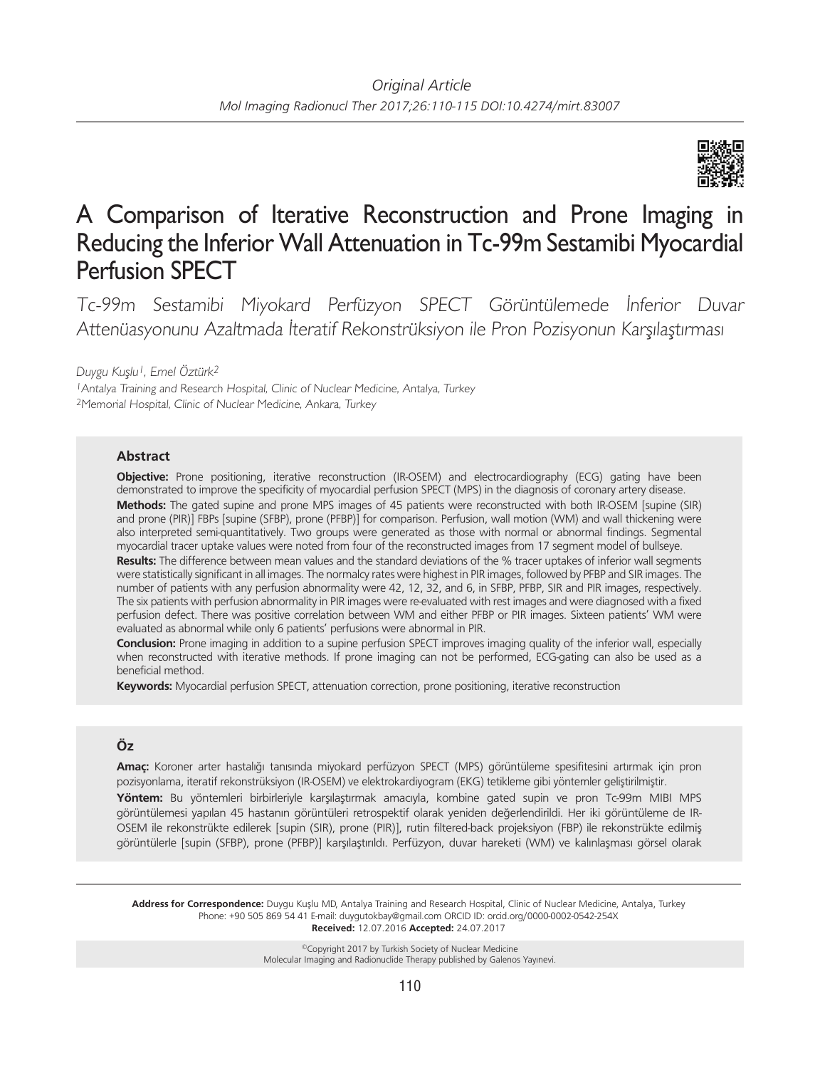*Original Article*

# A Comparison of Iterative Reconstruction and Prone Imaging in Reducing the Inferior Wall Attenuation in Tc-99m Sestamibi Myocardial Perfusion SPECT

*Tc-99m Sestamibi Miyokard Perfüzyon SPECT Görüntülemede İnferior Duvar Attenüasyonunu Azaltmada İteratif Rekonstrüksiyon ile Pron Pozisyonun Karşılaştırması*

*Duygu Kuşlu[1], Emel Öztürk[2]*

[1]*Antalya Training and Research Hospital, Clinic of Nuclear Medicine, Antalya, Turkey*
[2]*Memorial Hospital, Clinic of Nuclear Medicine, Ankara, Turkey*

### Abstract

**Objective:** Prone positioning, iterative reconstruction (IR-OSEM) and electrocardiography (ECG) gating have been demonstrated to improve the specificity of myocardial perfusion SPECT (MPS) in the diagnosis of coronary artery disease.

**Methods:** The gated supine and prone MPS images of 45 patients were reconstructed with both IR-OSEM [supine (SIR) and prone (PIR)] FBPs [supine (SFBP), prone (PFBP)] for comparison. Perfusion, wall motion (WM) and wall thickening were also interpreted semi-quantitatively. Two groups were generated as those with normal or abnormal findings. Segmental myocardial tracer uptake values were noted from four of the reconstructed images from 17 segment model of bullseye.

**Results:** The difference between mean values and the standard deviations of the % tracer uptakes of inferior wall segments were statistically significant in all images. The normalcy rates were highest in PIR images, followed by PFBP and SIR images. The number of patients with any perfusion abnormality were 42, 12, 32, and 6, in SFBP, PFBP, SIR and PIR images, respectively. The six patients with perfusion abnormality in PIR images were re-evaluated with rest images and were diagnosed with a fixed perfusion defect. There was positive correlation between WM and either PFBP or PIR images. Sixteen patients' WM were evaluated as abnormal while only 6 patients' perfusions were abnormal in PIR.

**Conclusion:** Prone imaging in addition to a supine perfusion SPECT improves imaging quality of the inferior wall, especially when reconstructed with iterative methods. If prone imaging can not be performed, ECG-gating can also be used as a beneficial method.

**Keywords:** Myocardial perfusion SPECT, attenuation correction, prone positioning, iterative reconstruction

### Öz

**Amaç:** Koroner arter hastalığı tanısında miyokard perfüzyon SPECT (MPS) görüntüleme spesifitesini artırmak için pron pozisyonlama, iteratif rekonstrüksiyon (IR-OSEM) ve elektrokardiyogram (EKG) tetikleme gibi yöntemler geliştirilmiştir.

**Yöntem:** Bu yöntemleri birbirleriyle karşılaştırmak amacıyla, kombine gated supin ve pron Tc-99m MIBI MPS görüntülemesi yapılan 45 hastanın görüntüleri retrospektif olarak yeniden değerlendirildi. Her iki görüntüleme de IR-OSEM ile rekonstrükte edilerek [supin (SIR), prone (PIR)], rutin filtered-back projeksiyon (FBP) ile rekonstrükte edilmiş görüntülerle [supin (SFBP), prone (PFBP)] karşılaştırıldı. Perfüzyon, duvar hareketi (WM) ve kalınlaşması görsel olarak

---

**Address for Correspondence:** Duygu Kuşlu MD, Antalya Training and Research Hospital, Clinic of Nuclear Medicine, Antalya, Turkey
Phone: +90 505 869 54 41 E-mail: duygutokbay@gmail.com ORCID ID: orcid.org/0000-0002-0542-254X
**Received:** 12.07.2016 **Accepted:** 24.07.2017

©Copyright 2017 by Turkish Society of Nuclear Medicine
Molecular Imaging and Radionuclide Therapy published by Galenos Yayınevi.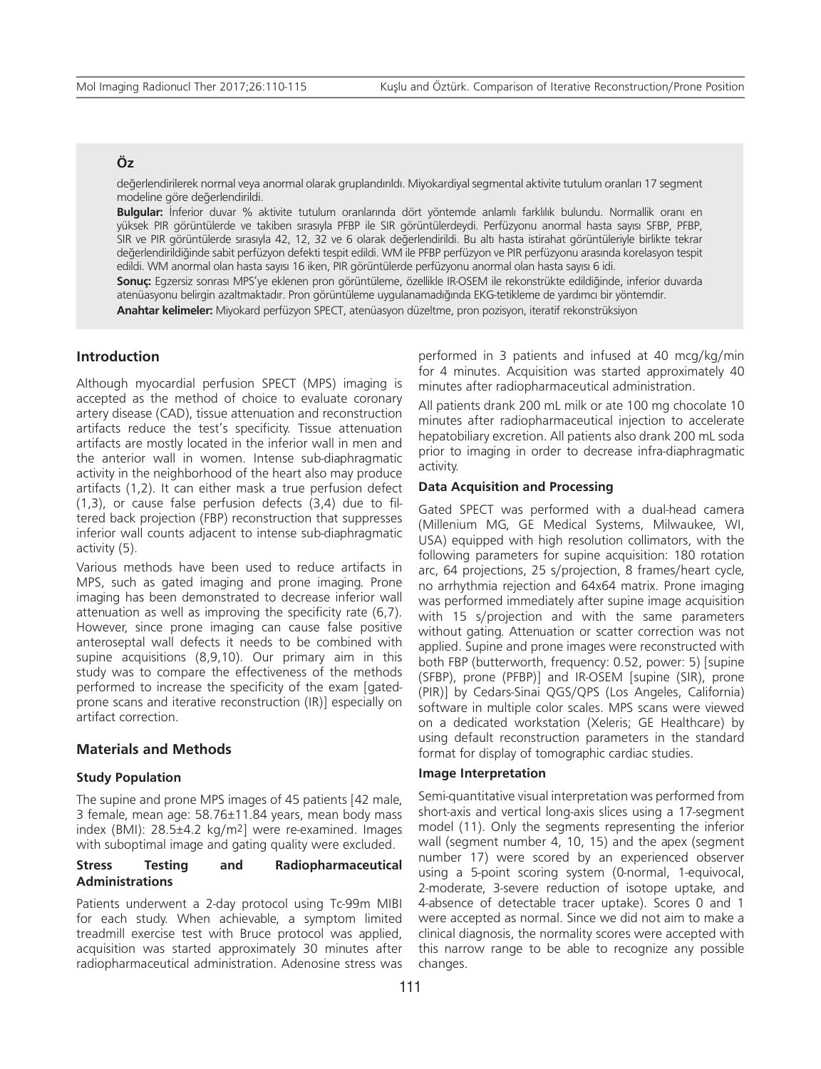## Öz

değerlendirilerek normal veya anormal olarak gruplandırıldı. Miyokardiyal segmental aktivite tutulum oranları 17 segment modeline göre değerlendirildi.

**Bulgular:** İnferior duvar % aktivite tutulum oranlarında dört yöntemde anlamlı farklılık bulundu. Normallik oranı en yüksek PIR görüntülerde ve takiben sırasıyla PFBP ile SIR görüntülerdeydi. Perfüzyonu anormal hasta sayısı SFBP, PFBP, SIR ve PIR görüntülerde sırasıyla 42, 12, 32 ve 6 olarak değerlendirildi. Bu altı hasta istirahat görüntüleriyle birlikte tekrar değerlendirildiğinde sabit perfüzyon defekti tespit edildi. WM ile PFBP perfüzyon ve PIR perfüzyonu arasında korelasyon tespit edildi. WM anormal olan hasta sayısı 16 iken, PIR görüntülerde perfüzyonu anormal olan hasta sayısı 6 idi.

**Sonuç:** Egzersiz sonrası MPS'ye eklenen pron görüntüleme, özellikle IR-OSEM ile rekonstrükte edildiğinde, inferior duvarda atenüasyonu belirgin azaltmaktadır. Pron görüntüleme uygulanamadığında EKG-tetikleme de yardımcı bir yöntemdir.

**Anahtar kelimeler:** Miyokard perfüzyon SPECT, atenüasyon düzeltme, pron pozisyon, iteratif rekonstrüksiyon

## Introduction

Although myocardial perfusion SPECT (MPS) imaging is accepted as the method of choice to evaluate coronary artery disease (CAD), tissue attenuation and reconstruction artifacts reduce the test's specificity. Tissue attenuation artifacts are mostly located in the inferior wall in men and the anterior wall in women. Intense sub-diaphragmatic activity in the neighborhood of the heart also may produce artifacts (1,2). It can either mask a true perfusion defect (1,3), or cause false perfusion defects (3,4) due to filtered back projection (FBP) reconstruction that suppresses inferior wall counts adjacent to intense sub-diaphragmatic activity (5).

Various methods have been used to reduce artifacts in MPS, such as gated imaging and prone imaging. Prone imaging has been demonstrated to decrease inferior wall attenuation as well as improving the specificity rate (6,7). However, since prone imaging can cause false positive anteroseptal wall defects it needs to be combined with supine acquisitions (8,9,10). Our primary aim in this study was to compare the effectiveness of the methods performed to increase the specificity of the exam [gated-prone scans and iterative reconstruction (IR)] especially on artifact correction.

## Materials and Methods

### Study Population

The supine and prone MPS images of 45 patients [42 male, 3 female, mean age: 58.76±11.84 years, mean body mass index (BMI): 28.5±4.2 kg/m²] were re-examined. Images with suboptimal image and gating quality were excluded.

### Stress Testing and Radiopharmaceutical Administrations

Patients underwent a 2-day protocol using Tc-99m MIBI for each study. When achievable, a symptom limited treadmill exercise test with Bruce protocol was applied, acquisition was started approximately 30 minutes after radiopharmaceutical administration. Adenosine stress was performed in 3 patients and infused at 40 mcg/kg/min for 4 minutes. Acquisition was started approximately 40 minutes after radiopharmaceutical administration.

All patients drank 200 mL milk or ate 100 mg chocolate 10 minutes after radiopharmaceutical injection to accelerate hepatobiliary excretion. All patients also drank 200 mL soda prior to imaging in order to decrease infra-diaphragmatic activity.

### Data Acquisition and Processing

Gated SPECT was performed with a dual-head camera (Millenium MG, GE Medical Systems, Milwaukee, WI, USA) equipped with high resolution collimators, with the following parameters for supine acquisition: 180 rotation arc, 64 projections, 25 s/projection, 8 frames/heart cycle, no arrhythmia rejection and 64x64 matrix. Prone imaging was performed immediately after supine image acquisition with 15 s/projection and with the same parameters without gating. Attenuation or scatter correction was not applied. Supine and prone images were reconstructed with both FBP (butterworth, frequency: 0.52, power: 5) [supine (SFBP), prone (PFBP)] and IR-OSEM [supine (SIR), prone (PIR)] by Cedars-Sinai QGS/QPS (Los Angeles, California) software in multiple color scales. MPS scans were viewed on a dedicated workstation (Xeleris; GE Healthcare) by using default reconstruction parameters in the standard format for display of tomographic cardiac studies.

### Image Interpretation

Semi-quantitative visual interpretation was performed from short-axis and vertical long-axis slices using a 17-segment model (11). Only the segments representing the inferior wall (segment number 4, 10, 15) and the apex (segment number 17) were scored by an experienced observer using a 5-point scoring system (0-normal, 1-equivocal, 2-moderate, 3-severe reduction of isotope uptake, and 4-absence of detectable tracer uptake). Scores 0 and 1 were accepted as normal. Since we did not aim to make a clinical diagnosis, the normality scores were accepted with this narrow range to be able to recognize any possible changes.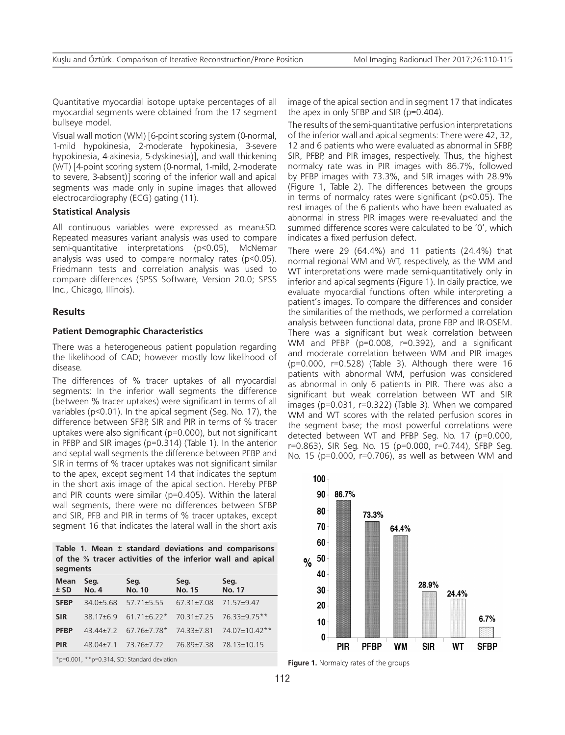Quantitative myocardial isotope uptake percentages of all myocardial segments were obtained from the 17 segment bullseye model.

Visual wall motion (WM) [6-point scoring system (0-normal, 1-mild hypokinesia, 2-moderate hypokinesia, 3-severe hypokinesia, 4-akinesia, 5-dyskinesia)], and wall thickening (WT) [4-point scoring system (0-normal, 1-mild, 2-moderate to severe, 3-absent)] scoring of the inferior wall and apical segments was made only in supine images that allowed electrocardiography (ECG) gating (11).

### Statistical Analysis

All continuous variables were expressed as mean±SD. Repeated measures variant analysis was used to compare semi-quantitative interpretations ($p<0.05$), McNemar analysis was used to compare normalcy rates ($p<0.05$). Friedmann tests and correlation analysis was used to compare differences (SPSS Software, Version 20.0; SPSS Inc., Chicago, Illinois).

## Results

### Patient Demographic Characteristics

There was a heterogeneous patient population regarding the likelihood of CAD; however mostly low likelihood of disease.

The differences of % tracer uptakes of all myocardial segments: In the inferior wall segments the difference (between % tracer uptakes) were significant in terms of all variables ($p<0.01$). In the apical segment (Seg. No. 17), the difference between SFBP, SIR and PIR in terms of % tracer uptakes were also significant ($p=0.000$), but not significant in PFBP and SIR images ($p=0.314$) (Table 1). In the anterior and septal wall segments the difference between PFBP and SIR in terms of % tracer uptakes was not significant similar to the apex, except segment 14 that indicates the septum in the short axis image of the apical section. Hereby PFBP and PIR counts were similar ($p=0.405$). Within the lateral wall segments, there were no differences between SFBP and SIR, PFB and PIR in terms of % tracer uptakes, except segment 16 that indicates the lateral wall in the short axis image of the apical section and in segment 17 that indicates the apex in only SFBP and SIR ($p=0.404$).

**Table 1. Mean ± standard deviations and comparisons of the % tracer activities of the inferior wall and apical segments**

| Mean ± SD | Seg. No. 4 | Seg. No. 10 | Seg. No. 15 | Seg. No. 17 |
|---|---|---|---|---|
| **SFBP** | 34.0±5.68 | 57.71±5.55 | 67.31±7.08 | 71.57±9.47 |
| **SIR** | 38.17±6.9 | 61.71±6.22* | 70.31±7.25 | 76.33±9.75** |
| **PFBP** | 43.44±7.2 | 67.76±7.78* | 74.33±7.81 | 74.07±10.42** |
| **PIR** | 48.04±7.1 | 73.76±7.72 | 76.89±7.38 | 78.13±10.15 |

*p=0.001, **p=0.314, SD: Standard deviation

The results of the semi-quantitative perfusion interpretations of the inferior wall and apical segments: There were 42, 32, 12 and 6 patients who were evaluated as abnormal in SFBP, SIR, PFBP, and PIR images, respectively. Thus, the highest normalcy rate was in PIR images with 86.7%, followed by PFBP images with 73.3%, and SIR images with 28.9% (Figure 1, Table 2). The differences between the groups in terms of normalcy rates were significant ($p<0.05$). The rest images of the 6 patients who have been evaluated as abnormal in stress PIR images were re-evaluated and the summed difference scores were calculated to be '0', which indicates a fixed perfusion defect.

There were 29 (64.4%) and 11 patients (24.4%) that normal regional WM and WT, respectively, as the WM and WT interpretations were made semi-quantitatively only in inferior and apical segments (Figure 1). In daily practice, we evaluate myocardial functions often while interpreting a patient's images. To compare the differences and consider the similarities of the methods, we performed a correlation analysis between functional data, prone FBP and IR-OSEM. There was a significant but weak correlation between WM and PFBP ($p=0.008$, $r=0.392$), and a significant and moderate correlation between WM and PIR images ($p=0.000$, $r=0.528$) (Table 3). Although there were 16 patients with abnormal WM, perfusion was considered as abnormal in only 6 patients in PIR. There was also a significant but weak correlation between WT and SIR images ($p=0.031$, $r=0.322$) (Table 3). When we compared WM and WT scores with the related perfusion scores in the segment base; the most powerful correlations were detected between WT and PFBP Seg. No. 17 ($p=0.000$, $r=0.863$), SIR Seg. No. 15 ($p=0.000$, $r=0.744$), SFBP Seg. No. 15 ($p=0.000$, $r=0.706$), as well as between WM and

| % | PIR | PFBP | WM | SIR | WT | SFBP |
|---|---|---|---|---|---|---|
| Normalcy rate | 86.7% | 73.3% | 64.4% | 28.9% | 24.4% | 6.7% |

**Figure 1.** Normalcy rates of the groups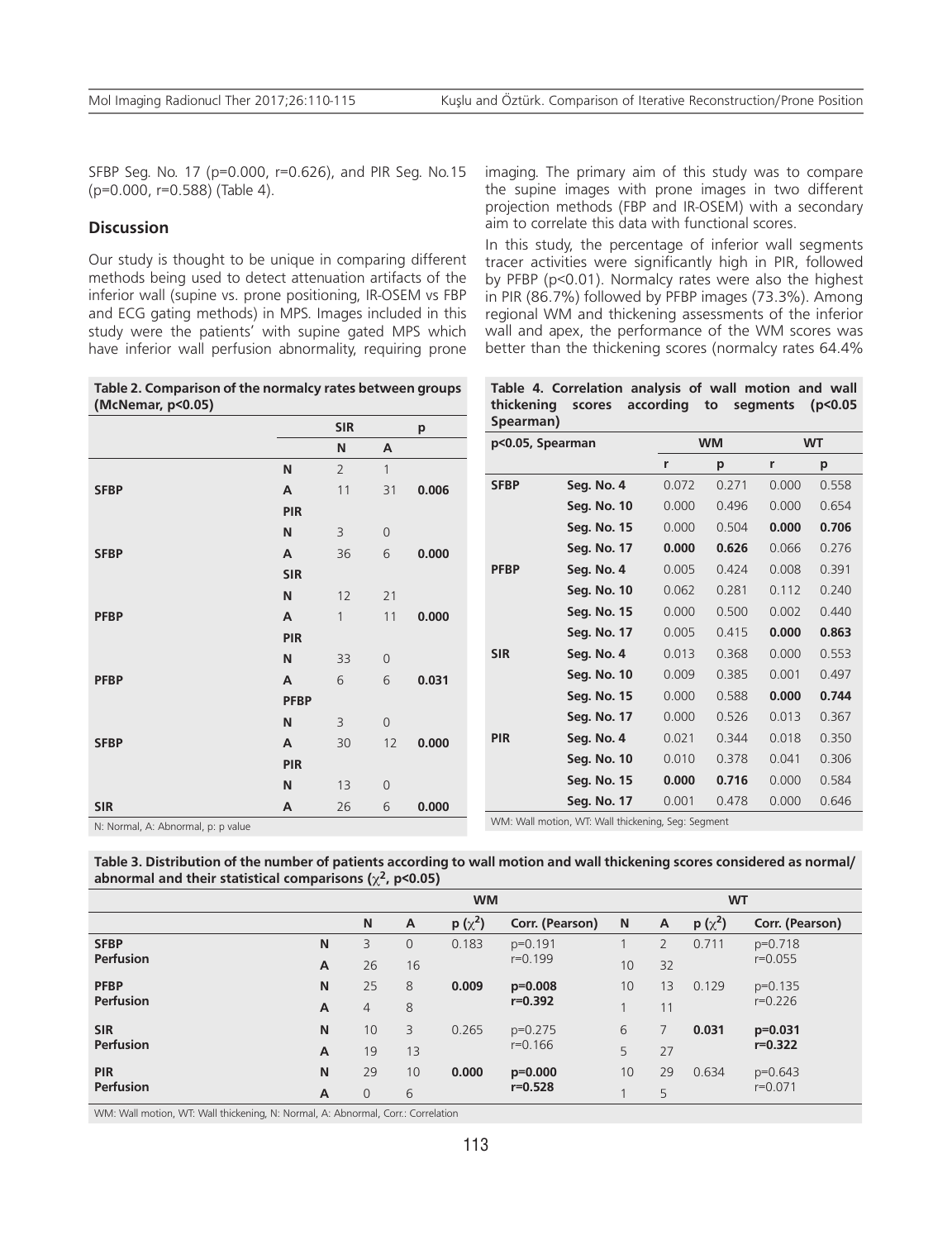SFBP Seg. No. 17 (p=0.000, r=0.626), and PIR Seg. No.15 (p=0.000, r=0.588) (Table 4).

## Discussion

Our study is thought to be unique in comparing different methods being used to detect attenuation artifacts of the inferior wall (supine vs. prone positioning, IR-OSEM vs FBP and ECG gating methods) in MPS. Images included in this study were the patients' with supine gated MPS which have inferior wall perfusion abnormality, requiring prone imaging. The primary aim of this study was to compare the supine images with prone images in two different projection methods (FBP and IR-OSEM) with a secondary aim to correlate this data with functional scores.

In this study, the percentage of inferior wall segments tracer activities were significantly high in PIR, followed by PFBP (p<0.01). Normalcy rates were also the highest in PIR (86.7%) followed by PFBP images (73.3%). Among regional WM and thickening assessments of the inferior wall and apex, the performance of the WM scores was better than the thickening scores (normalcy rates 64.4%

**Table 2. Comparison of the normalcy rates between groups (McNemar, p<0.05)**

| | | SIR | | p |
|---|---|---|---|---|
| | | **N** | **A** | |
| | **N** | 2 | 1 | |
| **SFBP** | **A** | 11 | 31 | **0.006** |
| | **PIR** | | | |
| | **N** | 3 | 0 | |
| **SFBP** | **A** | 36 | 6 | **0.000** |
| | **SIR** | | | |
| | **N** | 12 | 21 | |
| **PFBP** | **A** | 1 | 11 | **0.000** |
| | **PIR** | | | |
| | **N** | 33 | 0 | |
| **PFBP** | **A** | 6 | 6 | **0.031** |
| | **PFBP** | | | |
| | **N** | 3 | 0 | |
| **SFBP** | **A** | 30 | 12 | **0.000** |
| | **PIR** | | | |
| | **N** | 13 | 0 | |
| **SIR** | **A** | 26 | 6 | **0.000** |

N: Normal, A: Abnormal, p: p value

**Table 4. Correlation analysis of wall motion and wall thickening scores according to segments (p<0.05 Spearman)**

| p<0.05, Spearman | | WM | | WT | |
|---|---|---|---|---|---|
| | | r | p | r | p |
| **SFBP** | **Seg. No. 4** | 0.072 | 0.271 | 0.000 | 0.558 |
| | **Seg. No. 10** | 0.000 | 0.496 | 0.000 | 0.654 |
| | **Seg. No. 15** | 0.000 | 0.504 | **0.000** | **0.706** |
| | **Seg. No. 17** | **0.000** | **0.626** | 0.066 | 0.276 |
| **PFBP** | **Seg. No. 4** | 0.005 | 0.424 | 0.008 | 0.391 |
| | **Seg. No. 10** | 0.062 | 0.281 | 0.112 | 0.240 |
| | **Seg. No. 15** | 0.000 | 0.500 | 0.002 | 0.440 |
| | **Seg. No. 17** | 0.005 | 0.415 | **0.000** | **0.863** |
| **SIR** | **Seg. No. 4** | 0.013 | 0.368 | 0.000 | 0.553 |
| | **Seg. No. 10** | 0.009 | 0.385 | 0.001 | 0.497 |
| | **Seg. No. 15** | 0.000 | 0.588 | **0.000** | **0.744** |
| | **Seg. No. 17** | 0.000 | 0.526 | 0.013 | 0.367 |
| **PIR** | **Seg. No. 4** | 0.021 | 0.344 | 0.018 | 0.350 |
| | **Seg. No. 10** | 0.010 | 0.378 | 0.041 | 0.306 |
| | **Seg. No. 15** | **0.000** | **0.716** | 0.000 | 0.584 |
| | **Seg. No. 17** | 0.001 | 0.478 | 0.000 | 0.646 |

WM: Wall motion, WT: Wall thickening, Seg: Segment

**Table 3. Distribution of the number of patients according to wall motion and wall thickening scores considered as normal/abnormal and their statistical comparisons ($\chi^2$, p<0.05)**

| | | WM | | | | WT | | | |
|---|---|---|---|---|---|---|---|---|---|
| | | N | A | p ($\chi^2$) | Corr. (Pearson) | N | A | p ($\chi^2$) | Corr. (Pearson) |
| **SFBP Perfusion** | **N** | 3 | 0 | 0.183 | p=0.191 r=0.199 | 1 | 2 | 0.711 | p=0.718 r=0.055 |
| | **A** | 26 | 16 | | | 10 | 32 | | |
| **PFBP Perfusion** | **N** | 25 | 8 | **0.009** | **p=0.008 r=0.392** | 10 | 13 | 0.129 | p=0.135 r=0.226 |
| | **A** | 4 | 8 | | | 1 | 11 | | |
| **SIR Perfusion** | **N** | 10 | 3 | 0.265 | p=0.275 r=0.166 | 6 | 7 | **0.031** | **p=0.031 r=0.322** |
| | **A** | 19 | 13 | | | 5 | 27 | | |
| **PIR Perfusion** | **N** | 29 | 10 | **0.000** | **p=0.000 r=0.528** | 10 | 29 | 0.634 | p=0.643 r=0.071 |
| | **A** | 0 | 6 | | | 1 | 5 | | |

WM: Wall motion, WT: Wall thickening, N: Normal, A: Abnormal, Corr.: Correlation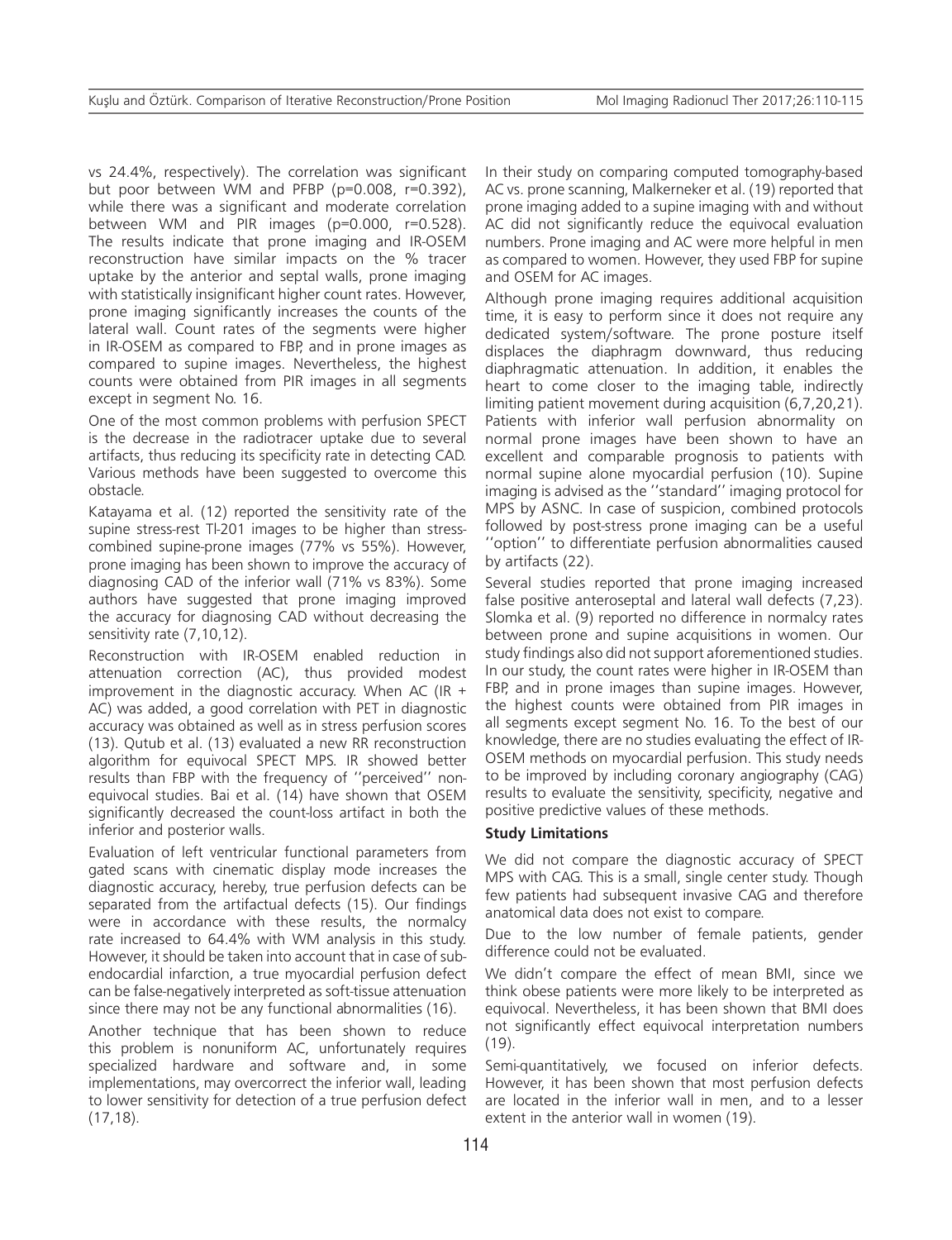vs 24.4%, respectively). The correlation was significant but poor between WM and PFBP (p=0.008, r=0.392), while there was a significant and moderate correlation between WM and PIR images (p=0.000, r=0.528). The results indicate that prone imaging and IR-OSEM reconstruction have similar impacts on the % tracer uptake by the anterior and septal walls, prone imaging with statistically insignificant higher count rates. However, prone imaging significantly increases the counts of the lateral wall. Count rates of the segments were higher in IR-OSEM as compared to FBP, and in prone images as compared to supine images. Nevertheless, the highest counts were obtained from PIR images in all segments except in segment No. 16.

One of the most common problems with perfusion SPECT is the decrease in the radiotracer uptake due to several artifacts, thus reducing its specificity rate in detecting CAD. Various methods have been suggested to overcome this obstacle.

Katayama et al. (12) reported the sensitivity rate of the supine stress-rest Tl-201 images to be higher than stress-combined supine-prone images (77% vs 55%). However, prone imaging has been shown to improve the accuracy of diagnosing CAD of the inferior wall (71% vs 83%). Some authors have suggested that prone imaging improved the accuracy for diagnosing CAD without decreasing the sensitivity rate (7,10,12).

Reconstruction with IR-OSEM enabled reduction in attenuation correction (AC), thus provided modest improvement in the diagnostic accuracy. When AC (IR + AC) was added, a good correlation with PET in diagnostic accuracy was obtained as well as in stress perfusion scores (13). Qutub et al. (13) evaluated a new RR reconstruction algorithm for equivocal SPECT MPS. IR showed better results than FBP with the frequency of ''perceived'' non-equivocal studies. Bai et al. (14) have shown that OSEM significantly decreased the count-loss artifact in both the inferior and posterior walls.

Evaluation of left ventricular functional parameters from gated scans with cinematic display mode increases the diagnostic accuracy, hereby, true perfusion defects can be separated from the artifactual defects (15). Our findings were in accordance with these results, the normalcy rate increased to 64.4% with WM analysis in this study. However, it should be taken into account that in case of sub-endocardial infarction, a true myocardial perfusion defect can be false-negatively interpreted as soft-tissue attenuation since there may not be any functional abnormalities (16).

Another technique that has been shown to reduce this problem is nonuniform AC, unfortunately requires specialized hardware and software and, in some implementations, may overcorrect the inferior wall, leading to lower sensitivity for detection of a true perfusion defect (17,18).

In their study on comparing computed tomography-based AC vs. prone scanning, Malkerneker et al. (19) reported that prone imaging added to a supine imaging with and without AC did not significantly reduce the equivocal evaluation numbers. Prone imaging and AC were more helpful in men as compared to women. However, they used FBP for supine and OSEM for AC images.

Although prone imaging requires additional acquisition time, it is easy to perform since it does not require any dedicated system/software. The prone posture itself displaces the diaphragm downward, thus reducing diaphragmatic attenuation. In addition, it enables the heart to come closer to the imaging table, indirectly limiting patient movement during acquisition (6,7,20,21). Patients with inferior wall perfusion abnormality on normal prone images have been shown to have an excellent and comparable prognosis to patients with normal supine alone myocardial perfusion (10). Supine imaging is advised as the ''standard'' imaging protocol for MPS by ASNC. In case of suspicion, combined protocols followed by post-stress prone imaging can be a useful ''option'' to differentiate perfusion abnormalities caused by artifacts (22).

Several studies reported that prone imaging increased false positive anteroseptal and lateral wall defects (7,23). Slomka et al. (9) reported no difference in normalcy rates between prone and supine acquisitions in women. Our study findings also did not support aforementioned studies. In our study, the count rates were higher in IR-OSEM than FBP, and in prone images than supine images. However, the highest counts were obtained from PIR images in all segments except segment No. 16. To the best of our knowledge, there are no studies evaluating the effect of IR-OSEM methods on myocardial perfusion. This study needs to be improved by including coronary angiography (CAG) results to evaluate the sensitivity, specificity, negative and positive predictive values of these methods.

### Study Limitations

We did not compare the diagnostic accuracy of SPECT MPS with CAG. This is a small, single center study. Though few patients had subsequent invasive CAG and therefore anatomical data does not exist to compare.

Due to the low number of female patients, gender difference could not be evaluated.

We didn't compare the effect of mean BMI, since we think obese patients were more likely to be interpreted as equivocal. Nevertheless, it has been shown that BMI does not significantly effect equivocal interpretation numbers (19).

Semi-quantitatively, we focused on inferior defects. However, it has been shown that most perfusion defects are located in the inferior wall in men, and to a lesser extent in the anterior wall in women (19).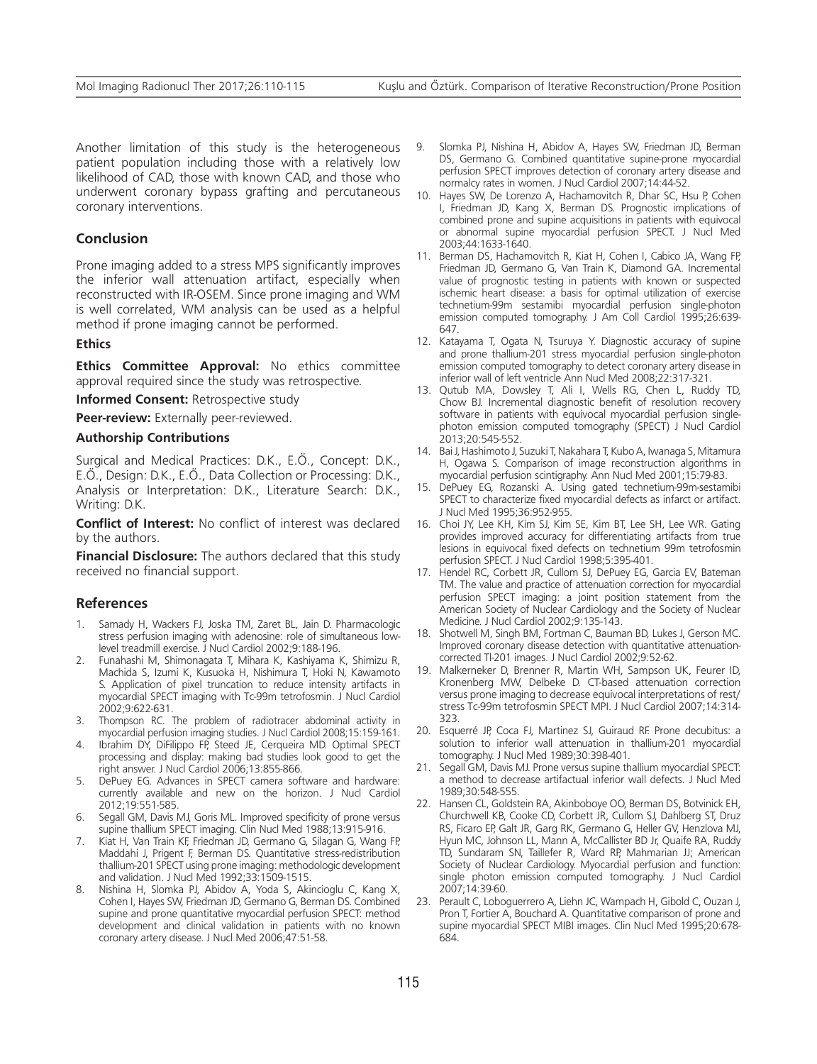Another limitation of this study is the heterogeneous patient population including those with a relatively low likelihood of CAD, those with known CAD, and those who underwent coronary bypass grafting and percutaneous coronary interventions.

## Conclusion

Prone imaging added to a stress MPS significantly improves the inferior wall attenuation artifact, especially when reconstructed with IR-OSEM. Since prone imaging and WM is well correlated, WM analysis can be used as a helpful method if prone imaging cannot be performed.

### Ethics

**Ethics Committee Approval:** No ethics committee approval required since the study was retrospective.

**Informed Consent:** Retrospective study

**Peer-review:** Externally peer-reviewed.

### Authorship Contributions

Surgical and Medical Practices: D.K., E.Ö., Concept: D.K., E.Ö., Design: D.K., E.Ö., Data Collection or Processing: D.K., Analysis or Interpretation: D.K., Literature Search: D.K., Writing: D.K.

**Conflict of Interest:** No conflict of interest was declared by the authors.

**Financial Disclosure:** The authors declared that this study received no financial support.

## References

1. Samady H, Wackers FJ, Joska TM, Zaret BL, Jain D. Pharmacologic stress perfusion imaging with adenosine: role of simultaneous low-level treadmill exercise. J Nucl Cardiol 2002;9:188-196.
2. Funahashi M, Shimonagata T, Mihara K, Kashiyama K, Shimizu R, Machida S, Izumi K, Kusuoka H, Nishimura T, Hoki N, Kawamoto S. Application of pixel truncation to reduce intensity artifacts in myocardial SPECT imaging with Tc-99m tetrofosmin. J Nucl Cardiol 2002;9:622-631.
3. Thompson RC. The problem of radiotracer abdominal activity in myocardial perfusion imaging studies. J Nucl Cardiol 2008;15:159-161.
4. Ibrahim DY, DiFilippo FP, Steed JE, Cerqueira MD. Optimal SPECT processing and display: making bad studies look good to get the right answer. J Nucl Cardiol 2006;13:855-866.
5. DePuey EG. Advances in SPECT camera software and hardware: currently available and new on the horizon. J Nucl Cardiol 2012;19:551-585.
6. Segall GM, Davis MJ, Goris ML. Improved specificity of prone versus supine thallium SPECT imaging. Clin Nucl Med 1988;13:915-916.
7. Kiat H, Van Train KF, Friedman JD, Germano G, Silagan G, Wang FP, Maddahi J, Prigent F, Berman DS. Quantitative stress-redistribution thallium-201 SPECT using prone imaging: methodologic development and validation. J Nucl Med 1992;33:1509-1515.
8. Nishina H, Slomka PJ, Abidov A, Yoda S, Akincioglu C, Kang X, Cohen I, Hayes SW, Friedman JD, Germano G, Berman DS. Combined supine and prone quantitative myocardial perfusion SPECT: method development and clinical validation in patients with no known coronary artery disease. J Nucl Med 2006;47:51-58.
9. Slomka PJ, Nishina H, Abidov A, Hayes SW, Friedman JD, Berman DS, Germano G. Combined quantitative supine-prone myocardial perfusion SPECT improves detection of coronary artery disease and normalcy rates in women. J Nucl Cardiol 2007;14:44-52.
10. Hayes SW, De Lorenzo A, Hachamovitch R, Dhar SC, Hsu P, Cohen I, Friedman JD, Kang X, Berman DS. Prognostic implications of combined prone and supine acquisitions in patients with equivocal or abnormal supine myocardial perfusion SPECT. J Nucl Med 2003;44:1633-1640.
11. Berman DS, Hachamovitch R, Kiat H, Cohen I, Cabico JA, Wang FP, Friedman JD, Germano G, Van Train K, Diamond GA. Incremental value of prognostic testing in patients with known or suspected ischemic heart disease: a basis for optimal utilization of exercise technetium-99m sestamibi myocardial perfusion single-photon emission computed tomography. J Am Coll Cardiol 1995;26:639-647.
12. Katayama T, Ogata N, Tsuruya Y. Diagnostic accuracy of supine and prone thallium-201 stress myocardial perfusion single-photon emission computed tomography to detect coronary artery disease in inferior wall of left ventricle Ann Nucl Med 2008;22:317-321.
13. Qutub MA, Dowsley T, Ali I, Wells RG, Chen L, Ruddy TD, Chow BJ. Incremental diagnostic benefit of resolution recovery software in patients with equivocal myocardial perfusion single-photon emission computed tomography (SPECT) J Nucl Cardiol 2013;20:545-552.
14. Bai J, Hashimoto J, Suzuki T, Nakahara T, Kubo A, Iwanaga S, Mitamura H, Ogawa S. Comparison of image reconstruction algorithms in myocardial perfusion scintigraphy. Ann Nucl Med 2001;15:79-83.
15. DePuey EG, Rozanski A. Using gated technetium-99m-sestamibi SPECT to characterize fixed myocardial defects as infarct or artifact. J Nucl Med 1995;36:952-955.
16. Choi JY, Lee KH, Kim SJ, Kim SE, Kim BT, Lee SH, Lee WR. Gating provides improved accuracy for differentiating artifacts from true lesions in equivocal fixed defects on technetium 99m tetrofosmin perfusion SPECT. J Nucl Cardiol 1998;5:395-401.
17. Hendel RC, Corbett JR, Cullom SJ, DePuey EG, Garcia EV, Bateman TM. The value and practice of attenuation correction for myocardial perfusion SPECT imaging: a joint position statement from the American Society of Nuclear Cardiology and the Society of Nuclear Medicine. J Nucl Cardiol 2002;9:135-143.
18. Shotwell M, Singh BM, Fortman C, Bauman BD, Lukes J, Gerson MC. Improved coronary disease detection with quantitative attenuation-corrected Tl-201 images. J Nucl Cardiol 2002;9:52-62.
19. Malkerneker D, Brenner R, Martin WH, Sampson UK, Feurer ID, Kronenberg MW, Delbeke D. CT-based attenuation correction versus prone imaging to decrease equivocal interpretations of rest/stress Tc-99m tetrofosmin SPECT MPI. J Nucl Cardiol 2007;14:314-323.
20. Esquerré JP, Coca FJ, Martinez SJ, Guiraud RF. Prone decubitus: a solution to inferior wall attenuation in thallium-201 myocardial tomography. J Nucl Med 1989;30:398-401.
21. Segall GM, Davis MJ. Prone versus supine thallium myocardial SPECT: a method to decrease artifactual inferior wall defects. J Nucl Med 1989;30:548-555.
22. Hansen CL, Goldstein RA, Akinboboye OO, Berman DS, Botvinick EH, Churchwell KB, Cooke CD, Corbett JR, Cullom SJ, Dahlberg ST, Druz RS, Ficaro EP, Galt JR, Garg RK, Germano G, Heller GV, Henzlova MJ, Hyun MC, Johnson LL, Mann A, McCallister BD Jr, Quaife RA, Ruddy TD, Sundaram SN, Taillefer R, Ward RP, Mahmarian JJ; American Society of Nuclear Cardiology. Myocardial perfusion and function: single photon emission computed tomography. J Nucl Cardiol 2007;14:39-60.
23. Perault C, Loboguerrero A, Liehn JC, Wampach H, Gibold C, Ouzan J, Pron T, Fortier A, Bouchard A. Quantitative comparison of prone and supine myocardial SPECT MIBI images. Clin Nucl Med 1995;20:678-684.